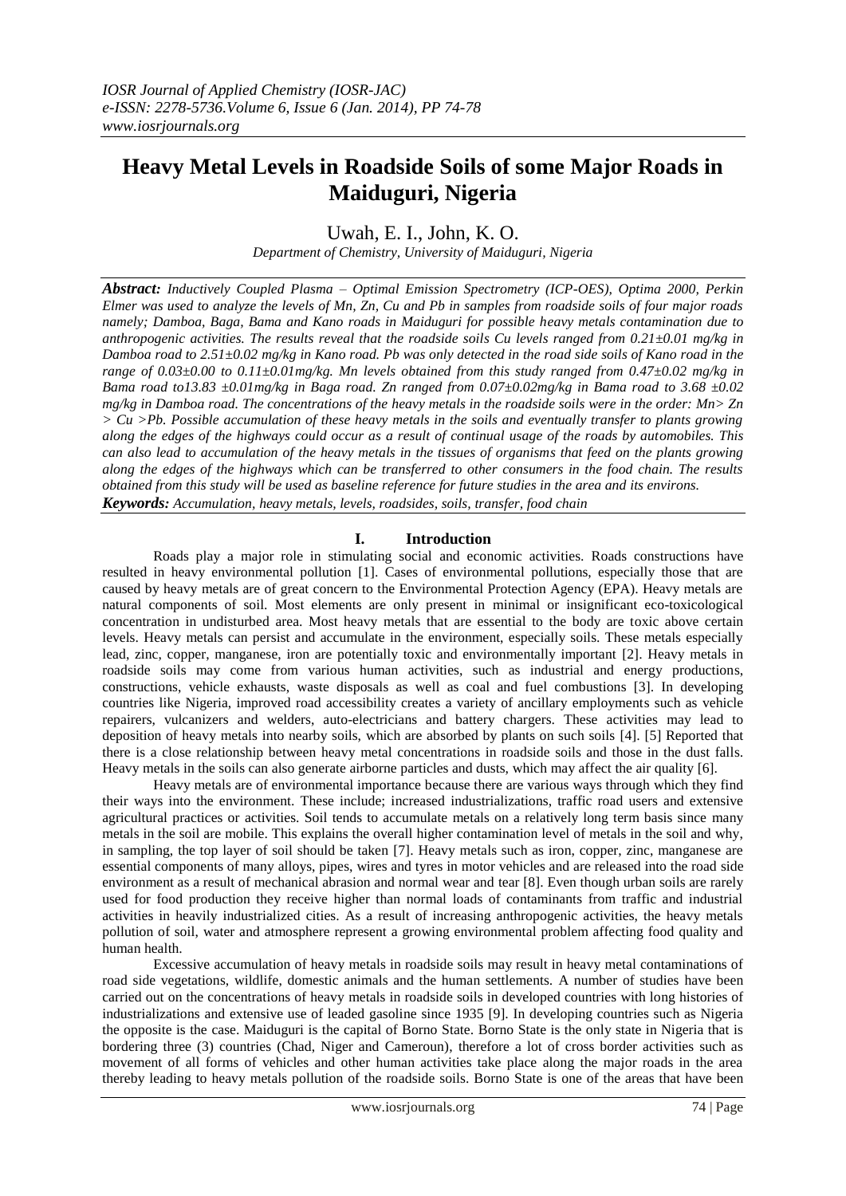# Heavy Metal Levels in Roadside Soils of some Major Roads in Maiduguri, Nigeria

Uwah, E. I., John, K. O.

*Department of Chemistry, University of Maiduguri, Nigeria*

***Abstract:*** *Inductively Coupled Plasma – Optimal Emission Spectrometry (ICP-OES), Optima 2000, Perkin Elmer was used to analyze the levels of Mn, Zn, Cu and Pb in samples from roadside soils of four major roads namely; Damboa, Baga, Bama and Kano roads in Maiduguri for possible heavy metals contamination due to anthropogenic activities. The results reveal that the roadside soils Cu levels ranged from 0.21±0.01 mg/kg in Damboa road to 2.51±0.02 mg/kg in Kano road. Pb was only detected in the road side soils of Kano road in the range of 0.03±0.00 to 0.11±0.01mg/kg. Mn levels obtained from this study ranged from 0.47±0.02 mg/kg in Bama road to13.83 ±0.01mg/kg in Baga road. Zn ranged from 0.07±0.02mg/kg in Bama road to 3.68 ±0.02 mg/kg in Damboa road. The concentrations of the heavy metals in the roadside soils were in the order: Mn> Zn > Cu >Pb. Possible accumulation of these heavy metals in the soils and eventually transfer to plants growing along the edges of the highways could occur as a result of continual usage of the roads by automobiles. This can also lead to accumulation of the heavy metals in the tissues of organisms that feed on the plants growing along the edges of the highways which can be transferred to other consumers in the food chain. The results obtained from this study will be used as baseline reference for future studies in the area and its environs.*

***Keywords:*** *Accumulation, heavy metals, levels, roadsides, soils, transfer, food chain*

## I. Introduction

Roads play a major role in stimulating social and economic activities. Roads constructions have resulted in heavy environmental pollution [1]. Cases of environmental pollutions, especially those that are caused by heavy metals are of great concern to the Environmental Protection Agency (EPA). Heavy metals are natural components of soil. Most elements are only present in minimal or insignificant eco-toxicological concentration in undisturbed area. Most heavy metals that are essential to the body are toxic above certain levels. Heavy metals can persist and accumulate in the environment, especially soils. These metals especially lead, zinc, copper, manganese, iron are potentially toxic and environmentally important [2]. Heavy metals in roadside soils may come from various human activities, such as industrial and energy productions, constructions, vehicle exhausts, waste disposals as well as coal and fuel combustions [3]. In developing countries like Nigeria, improved road accessibility creates a variety of ancillary employments such as vehicle repairers, vulcanizers and welders, auto-electricians and battery chargers. These activities may lead to deposition of heavy metals into nearby soils, which are absorbed by plants on such soils [4]. [5] Reported that there is a close relationship between heavy metal concentrations in roadside soils and those in the dust falls. Heavy metals in the soils can also generate airborne particles and dusts, which may affect the air quality [6].

Heavy metals are of environmental importance because there are various ways through which they find their ways into the environment. These include; increased industrializations, traffic road users and extensive agricultural practices or activities. Soil tends to accumulate metals on a relatively long term basis since many metals in the soil are mobile. This explains the overall higher contamination level of metals in the soil and why, in sampling, the top layer of soil should be taken [7]. Heavy metals such as iron, copper, zinc, manganese are essential components of many alloys, pipes, wires and tyres in motor vehicles and are released into the road side environment as a result of mechanical abrasion and normal wear and tear [8]. Even though urban soils are rarely used for food production they receive higher than normal loads of contaminants from traffic and industrial activities in heavily industrialized cities. As a result of increasing anthropogenic activities, the heavy metals pollution of soil, water and atmosphere represent a growing environmental problem affecting food quality and human health.

Excessive accumulation of heavy metals in roadside soils may result in heavy metal contaminations of road side vegetations, wildlife, domestic animals and the human settlements. A number of studies have been carried out on the concentrations of heavy metals in roadside soils in developed countries with long histories of industrializations and extensive use of leaded gasoline since 1935 [9]. In developing countries such as Nigeria the opposite is the case. Maiduguri is the capital of Borno State. Borno State is the only state in Nigeria that is bordering three (3) countries (Chad, Niger and Cameroun), therefore a lot of cross border activities such as movement of all forms of vehicles and other human activities take place along the major roads in the area thereby leading to heavy metals pollution of the roadside soils. Borno State is one of the areas that have been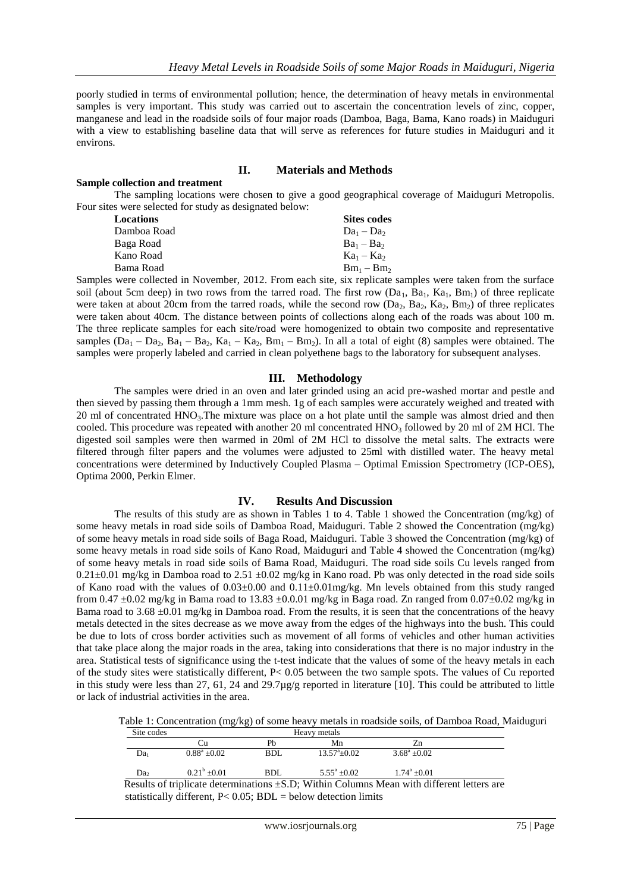poorly studied in terms of environmental pollution; hence, the determination of heavy metals in environmental samples is very important. This study was carried out to ascertain the concentration levels of zinc, copper, manganese and lead in the roadside soils of four major roads (Damboa, Baga, Bama, Kano roads) in Maiduguri with a view to establishing baseline data that will serve as references for future studies in Maiduguri and it environs.

## II. Materials and Methods

### Sample collection and treatment

The sampling locations were chosen to give a good geographical coverage of Maiduguri Metropolis. Four sites were selected for study as designated below:

| Locations | Sites codes |
|---|---|
| Damboa Road | $Da_1 – Da_2$ |
| Baga Road | $Ba_1 – Ba_2$ |
| Kano Road | $Ka_1 – Ka_2$ |
| Bama Road | $Bm_1 – Bm_2$ |

Samples were collected in November, 2012. From each site, six replicate samples were taken from the surface soil (about 5cm deep) in two rows from the tarred road. The first row ($Da_1$, $Ba_1$, $Ka_1$, $Bm_1$) of three replicate were taken at about 20cm from the tarred roads, while the second row ($Da_2$, $Ba_2$, $Ka_2$, $Bm_2$) of three replicates were taken about 40cm. The distance between points of collections along each of the roads was about 100 m. The three replicate samples for each site/road were homogenized to obtain two composite and representative samples ($Da_1 – Da_2$, $Ba_1 – Ba_2$, $Ka_1 – Ka_2$, $Bm_1 – Bm_2$). In all a total of eight (8) samples were obtained. The samples were properly labeled and carried in clean polyethene bags to the laboratory for subsequent analyses.

## III. Methodology

The samples were dried in an oven and later grinded using an acid pre-washed mortar and pestle and then sieved by passing them through a 1mm mesh. 1g of each samples were accurately weighed and treated with 20 ml of concentrated $HNO_3$.The mixture was place on a hot plate until the sample was almost dried and then cooled. This procedure was repeated with another 20 ml concentrated $HNO_3$ followed by 20 ml of 2M HCl. The digested soil samples were then warmed in 20ml of 2M HCl to dissolve the metal salts. The extracts were filtered through filter papers and the volumes were adjusted to 25ml with distilled water. The heavy metal concentrations were determined by Inductively Coupled Plasma – Optimal Emission Spectrometry (ICP-OES), Optima 2000, Perkin Elmer.

## IV. Results And Discussion

The results of this study are as shown in Tables 1 to 4. Table 1 showed the Concentration (mg/kg) of some heavy metals in road side soils of Damboa Road, Maiduguri. Table 2 showed the Concentration (mg/kg) of some heavy metals in road side soils of Baga Road, Maiduguri. Table 3 showed the Concentration (mg/kg) of some heavy metals in road side soils of Kano Road, Maiduguri and Table 4 showed the Concentration (mg/kg) of some heavy metals in road side soils of Bama Road, Maiduguri. The road side soils Cu levels ranged from 0.21±0.01 mg/kg in Damboa road to 2.51 ±0.02 mg/kg in Kano road. Pb was only detected in the road side soils of Kano road with the values of 0.03±0.00 and 0.11±0.01mg/kg. Mn levels obtained from this study ranged from 0.47 ±0.02 mg/kg in Bama road to 13.83 ±0.0.01 mg/kg in Baga road. Zn ranged from 0.07±0.02 mg/kg in Bama road to 3.68 ±0.01 mg/kg in Damboa road. From the results, it is seen that the concentrations of the heavy metals detected in the sites decrease as we move away from the edges of the highways into the bush. This could be due to lots of cross border activities such as movement of all forms of vehicles and other human activities that take place along the major roads in the area, taking into considerations that there is no major industry in the area. Statistical tests of significance using the t-test indicate that the values of some of the heavy metals in each of the study sites were statistically different, $P< 0.05$ between the two sample spots. The values of Cu reported in this study were less than 27, 61, 24 and 29.7µg/g reported in literature [10]. This could be attributed to little or lack of industrial activities in the area.

Table 1: Concentration (mg/kg) of some heavy metals in roadside soils, of Damboa Road, Maiduguri

| Site codes | Heavy metals | | | |
|---|---|---|---|---|
| | Cu | Pb | Mn | Zn |
| $Da_1$ | $0.88^a$ ±0.02 | BDL | $13.57^a$±0.02 | $3.68^a$ ±0.02 |
| $Da_2$ | $0.21^b$ ±0.01 | BDL | $5.55^a$ ±0.02 | $1.74^a$ ±0.01 |

Results of triplicate determinations ±S.D; Within Columns Mean with different letters are statistically different, $P< 0.05$; BDL = below detection limits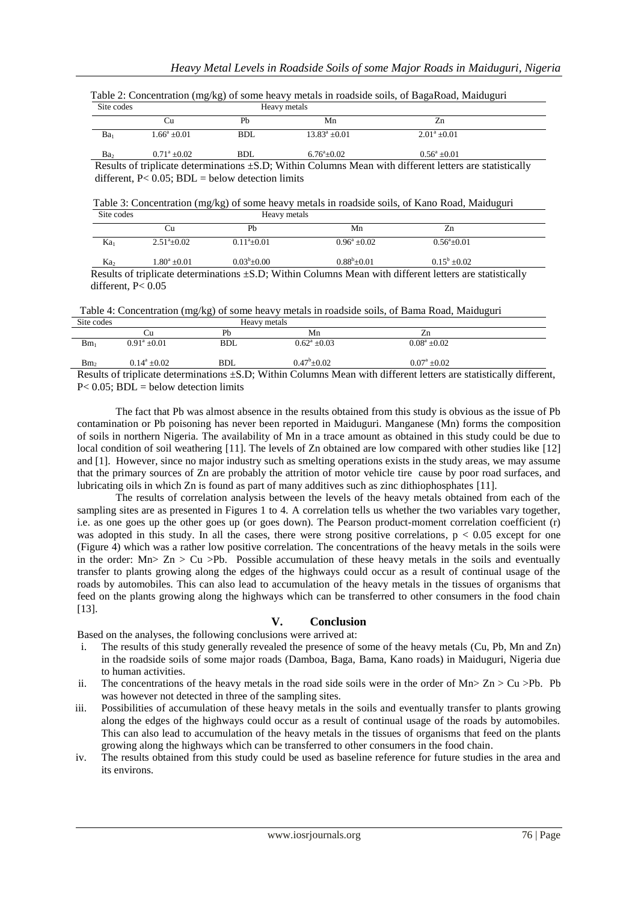Table 2: Concentration (mg/kg) of some heavy metals in roadside soils, of BagaRoad, Maiduguri

| Site codes | Heavy metals | | | |
|---|---|---|---|---|
| | Cu | Pb | Mn | Zn |
| $Ba_1$ | $1.66^a \pm 0.01$ | BDL | $13.83^a \pm 0.01$ | $2.01^a \pm 0.01$ |
| $Ba_2$ | $0.71^a \pm 0.02$ | BDL | $6.76^a \pm 0.02$ | $0.56^a \pm 0.01$ |

Results of triplicate determinations ±S.D; Within Columns Mean with different letters are statistically different, $P < 0.05$; BDL = below detection limits

Table 3: Concentration (mg/kg) of some heavy metals in roadside soils, of Kano Road, Maiduguri

| Site codes | Heavy metals | | | |
|---|---|---|---|---|
| | Cu | Pb | Mn | Zn |
| $Ka_1$ | $2.51^a \pm 0.02$ | $0.11^a \pm 0.01$ | $0.96^a \pm 0.02$ | $0.56^a \pm 0.01$ |
| $Ka_2$ | $1.80^a \pm 0.01$ | $0.03^b \pm 0.00$ | $0.88^b \pm 0.01$ | $0.15^b \pm 0.02$ |

Results of triplicate determinations ±S.D; Within Columns Mean with different letters are statistically different, $P < 0.05$

Table 4: Concentration (mg/kg) of some heavy metals in roadside soils, of Bama Road, Maiduguri

| Site codes | Heavy metals | | | |
|---|---|---|---|---|
| | Cu | Pb | Mn | Zn |
| $Bm_1$ | $0.91^a \pm 0.01$ | BDL | $0.62^a \pm 0.03$ | $0.08^a \pm 0.02$ |
| $Bm_2$ | $0.14^a \pm 0.02$ | BDL | $0.47^b \pm 0.02$ | $0.07^a \pm 0.02$ |

Results of triplicate determinations ±S.D; Within Columns Mean with different letters are statistically different, $P < 0.05$; BDL = below detection limits

The fact that Pb was almost absence in the results obtained from this study is obvious as the issue of Pb contamination or Pb poisoning has never been reported in Maiduguri. Manganese (Mn) forms the composition of soils in northern Nigeria. The availability of Mn in a trace amount as obtained in this study could be due to local condition of soil weathering [11]. The levels of Zn obtained are low compared with other studies like [12] and [1]. However, since no major industry such as smelting operations exists in the study areas, we may assume that the primary sources of Zn are probably the attrition of motor vehicle tire cause by poor road surfaces, and lubricating oils in which Zn is found as part of many additives such as zinc dithiophosphates [11].

The results of correlation analysis between the levels of the heavy metals obtained from each of the sampling sites are as presented in Figures 1 to 4. A correlation tells us whether the two variables vary together, i.e. as one goes up the other goes up (or goes down). The Pearson product-moment correlation coefficient (r) was adopted in this study. In all the cases, there were strong positive correlations, $p < 0.05$ except for one (Figure 4) which was a rather low positive correlation. The concentrations of the heavy metals in the soils were in the order: Mn> Zn > Cu >Pb. Possible accumulation of these heavy metals in the soils and eventually transfer to plants growing along the edges of the highways could occur as a result of continual usage of the roads by automobiles. This can also lead to accumulation of the heavy metals in the tissues of organisms that feed on the plants growing along the highways which can be transferred to other consumers in the food chain [13].

## V. Conclusion

Based on the analyses, the following conclusions were arrived at:

i. The results of this study generally revealed the presence of some of the heavy metals (Cu, Pb, Mn and Zn) in the roadside soils of some major roads (Damboa, Baga, Bama, Kano roads) in Maiduguri, Nigeria due to human activities.
ii. The concentrations of the heavy metals in the road side soils were in the order of Mn> Zn > Cu >Pb. Pb was however not detected in three of the sampling sites.
iii. Possibilities of accumulation of these heavy metals in the soils and eventually transfer to plants growing along the edges of the highways could occur as a result of continual usage of the roads by automobiles. This can also lead to accumulation of the heavy metals in the tissues of organisms that feed on the plants growing along the highways which can be transferred to other consumers in the food chain.
iv. The results obtained from this study could be used as baseline reference for future studies in the area and its environs.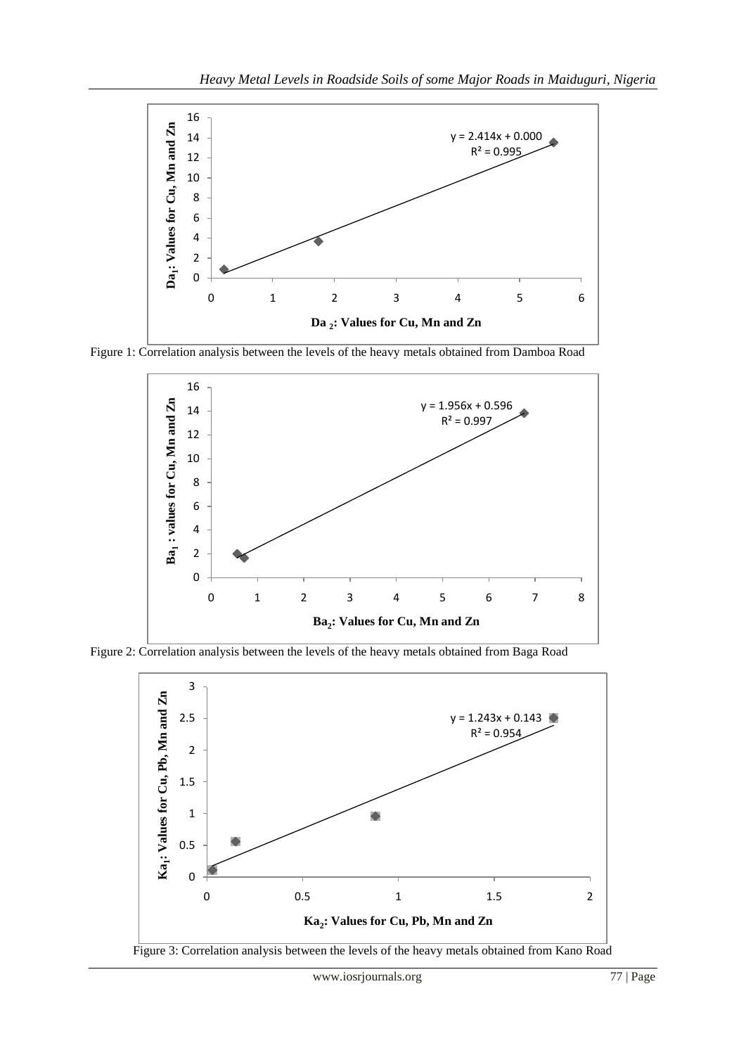Figure 1: Correlation analysis between the levels of the heavy metals obtained from Damboa Road

Figure 2: Correlation analysis between the levels of the heavy metals obtained from Baga Road

Figure 3: Correlation analysis between the levels of the heavy metals obtained from Kano Road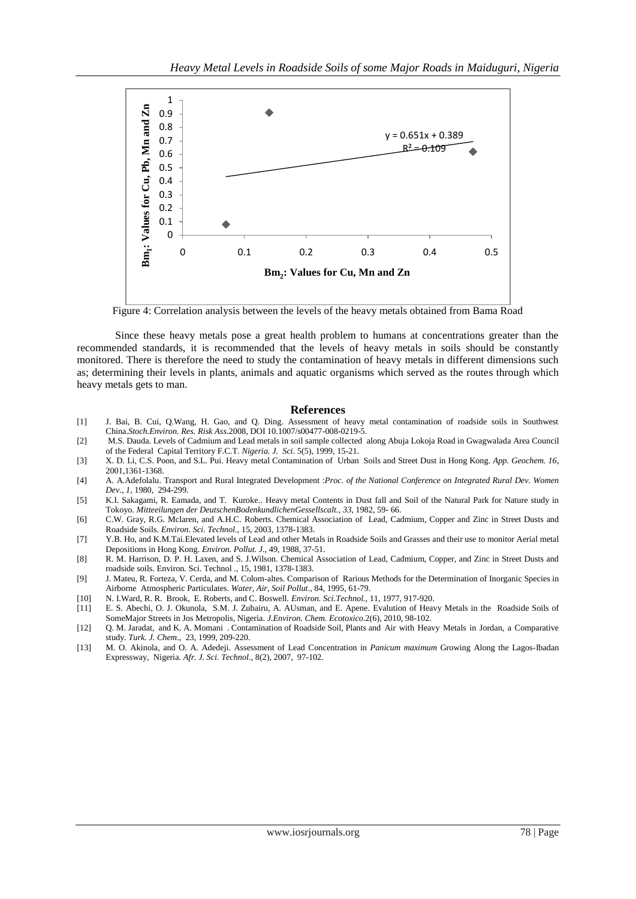1
0.9
0.8
0.7
0.6
0.5
0.4
0.3
0.2
0.1
0

0 0.1 0.2 0.3 0.4 0.5

$y = 0.651x + 0.389$

$R^2 = 0.109$

$Bm_1$: Values for Cu, Pb, Mn and Zn

$Bm_2$: Values for Cu, Mn and Zn

Figure 4: Correlation analysis between the levels of the heavy metals obtained from Bama Road

Since these heavy metals pose a great health problem to humans at concentrations greater than the recommended standards, it is recommended that the levels of heavy metals in soils should be constantly monitored. There is therefore the need to study the contamination of heavy metals in different dimensions such as; determining their levels in plants, animals and aquatic organisms which served as the routes through which heavy metals gets to man.

## References

[1] J. Bai, B. Cui, Q.Wang, H. Gao, and Q. Ding. Assessment of heavy metal contamination of roadside soils in Southwest China.*Stoch.Environ. Res. Risk Ass*.2008, DOI 10.1007/s00477-008-0219-5.

[2] M.S. Dauda. Levels of Cadmium and Lead metals in soil sample collected along Abuja Lokoja Road in Gwagwalada Area Council of the Federal Capital Territory F.C.T. *Nigeria. J. Sci*. 5(5), 1999, 15-21.

[3] X. D. Li, C.S. Poon, and S.L. Pui. Heavy metal Contamination of Urban Soils and Street Dust in Hong Kong. *App. Geochem. 16*, 2001,1361-1368.

[4] A. A.Adefolalu. Transport and Rural Integrated Development :*Proc. of the National Conference on Integrated Rural Dev. Women Dev., 1*, 1980, 294-299.

[5] K.I. Sakagami, R. Eamada, and T. Kuroke.. Heavy metal Contents in Dust fall and Soil of the Natural Park for Nature study in Tokoyo. *Mitteeilungen der DeutschenBodenkundlichenGessellscalt., 33*, 1982, 59- 66.

[6] C.W. Gray, R.G. Mclaren, and A.H.C. Roberts. Chemical Association of Lead, Cadmium, Copper and Zinc in Street Dusts and Roadside Soils. *Environ. Sci. Technol*., 15, 2003, 1378-1383.

[7] Y.B. Ho, and K.M.Tai.Elevated levels of Lead and other Metals in Roadside Soils and Grasses and their use to monitor Aerial metal Depositions in Hong Kong. *Environ. Pollut. J*., 49, 1988, 37-51.

[8] R. M. Harrison, D. P. H. Laxen, and S. J.Wilson. Chemical Association of Lead, Cadmium, Copper, and Zinc in Street Dusts and roadside soils. Environ. Sci. Technol ., 15, 1981, 1378-1383.

[9] J. Mateu, R. Forteza, V. Cerda, and M. Colom-altes. Comparison of Rarious Methods for the Determination of Inorganic Species in Airborne Atmospheric Particulates. *Water, Air, Soil Pollut*., 84, 1995, 61-79.

[10] N. I.Ward, R. R. Brook, E. Roberts, and C. Boswell. *Environ. Sci.Technol.*, 11, 1977, 917-920.

[11] E. S. Abechi, O. J. Okunola, S.M. J. Zubairu, A. AUsman, and E. Apene. Evalution of Heavy Metals in the Roadside Soils of SomeMajor Streets in Jos Metropolis, Nigeria. *J.Environ. Chem. Ecotoxico*.2(6), 2010, 98-102.

[12] Q. M. Jaradat, and K. A. Momani . Contamination of Roadside Soil, Plants and Air with Heavy Metals in Jordan, a Comparative study. *Turk. J. Chem*., 23, 1999, 209-220.

[13] M. O. Akinola, and O. A. Adedeji. Assessment of Lead Concentration in *Panicum maximum* Growing Along the Lagos-Ibadan Expressway, Nigeria. *Afr. J. Sci. Technol*., 8(2), 2007, 97-102.